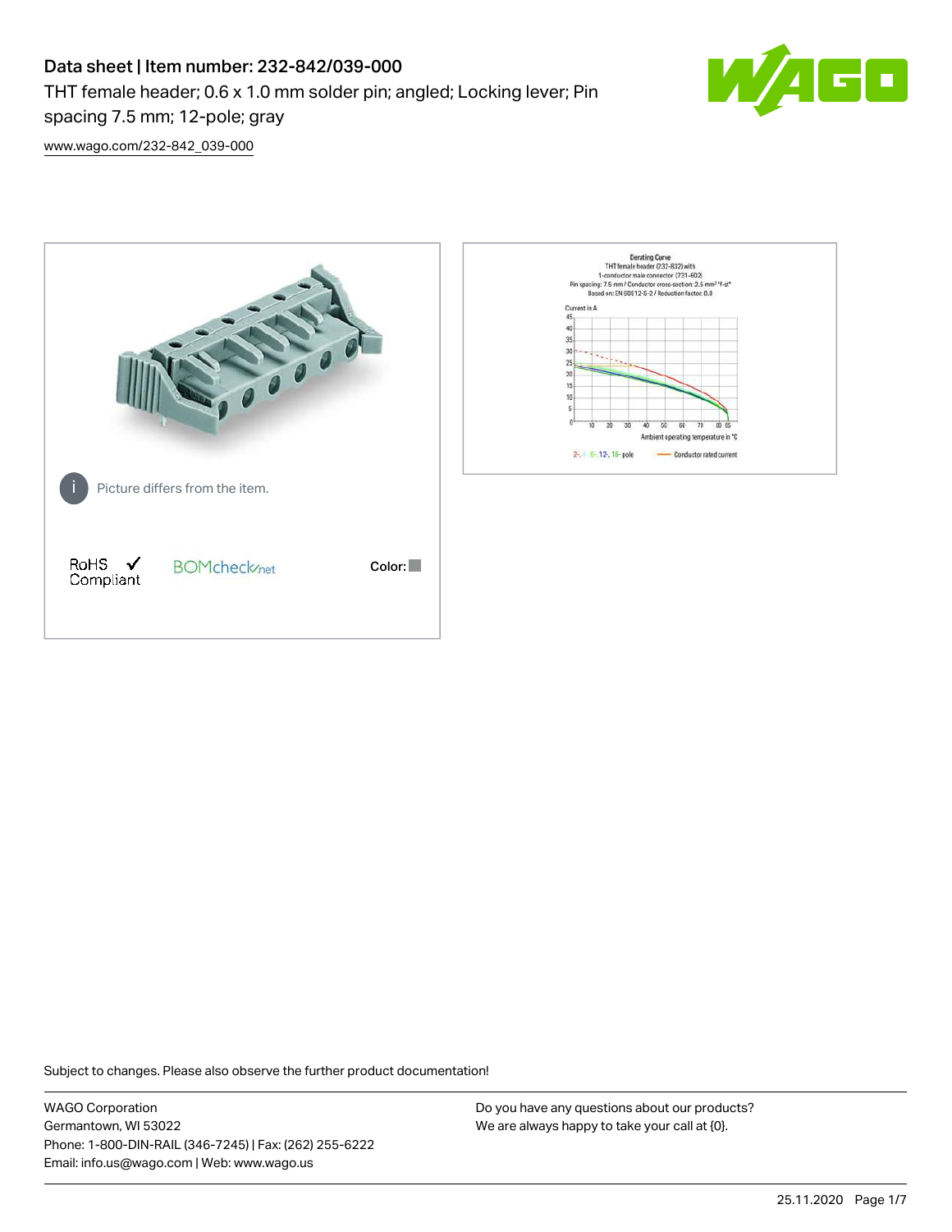# Data sheet | Item number: 232-842/039-000

THT female header; 0.6 x 1.0 mm solder pin; angled; Locking lever; Pin spacing 7.5 mm; 12-pole; gray

www.wago.com/232-842_039-000

Picture differs from the item.

RoHS Compliant ✓

BOMcheck.net

Color:

Subject to changes. Please also observe the further product documentation!

WAGO Corporation
Germantown, WI 53022
Phone: 1-800-DIN-RAIL (346-7245) | Fax: (262) 255-6222
Email: info.us@wago.com | Web: www.wago.us

Do you have any questions about our products?
We are always happy to take your call at {0}.

25.11.2020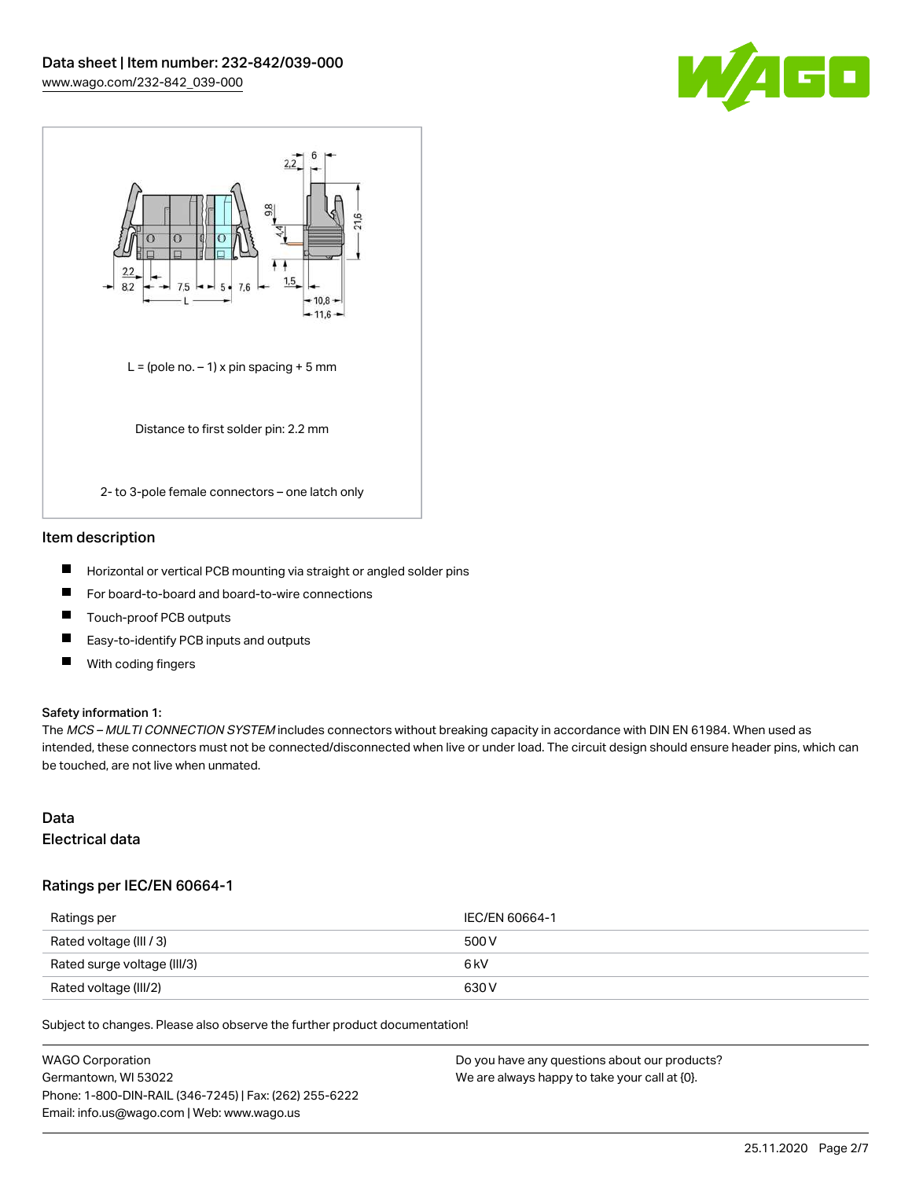L = (pole no. – 1) x pin spacing + 5 mm

Distance to first solder pin: 2.2 mm

2- to 3-pole female connectors – one latch only

## Item description

- Horizontal or vertical PCB mounting via straight or angled solder pins
- For board-to-board and board-to-wire connections
- Touch-proof PCB outputs
- Easy-to-identify PCB inputs and outputs
- With coding fingers

**Safety information 1:**
The *MCS – MULTI CONNECTION SYSTEM* includes connectors without breaking capacity in accordance with DIN EN 61984. When used as intended, these connectors must not be connected/disconnected when live or under load. The circuit design should ensure header pins, which can be touched, are not live when unmated.

## Data
### Electrical data

#### Ratings per IEC/EN 60664-1

| Ratings per | IEC/EN 60664-1 |
|---|---|
| Rated voltage (III / 3) | 500 V |
| Rated surge voltage (III/3) | 6 kV |
| Rated voltage (III/2) | 630 V |

Subject to changes. Please also observe the further product documentation!

WAGO Corporation
Germantown, WI 53022
Phone: 1-800-DIN-RAIL (346-7245) | Fax: (262) 255-6222
Email: info.us@wago.com | Web: www.wago.us

Do you have any questions about our products?
We are always happy to take your call at {0}.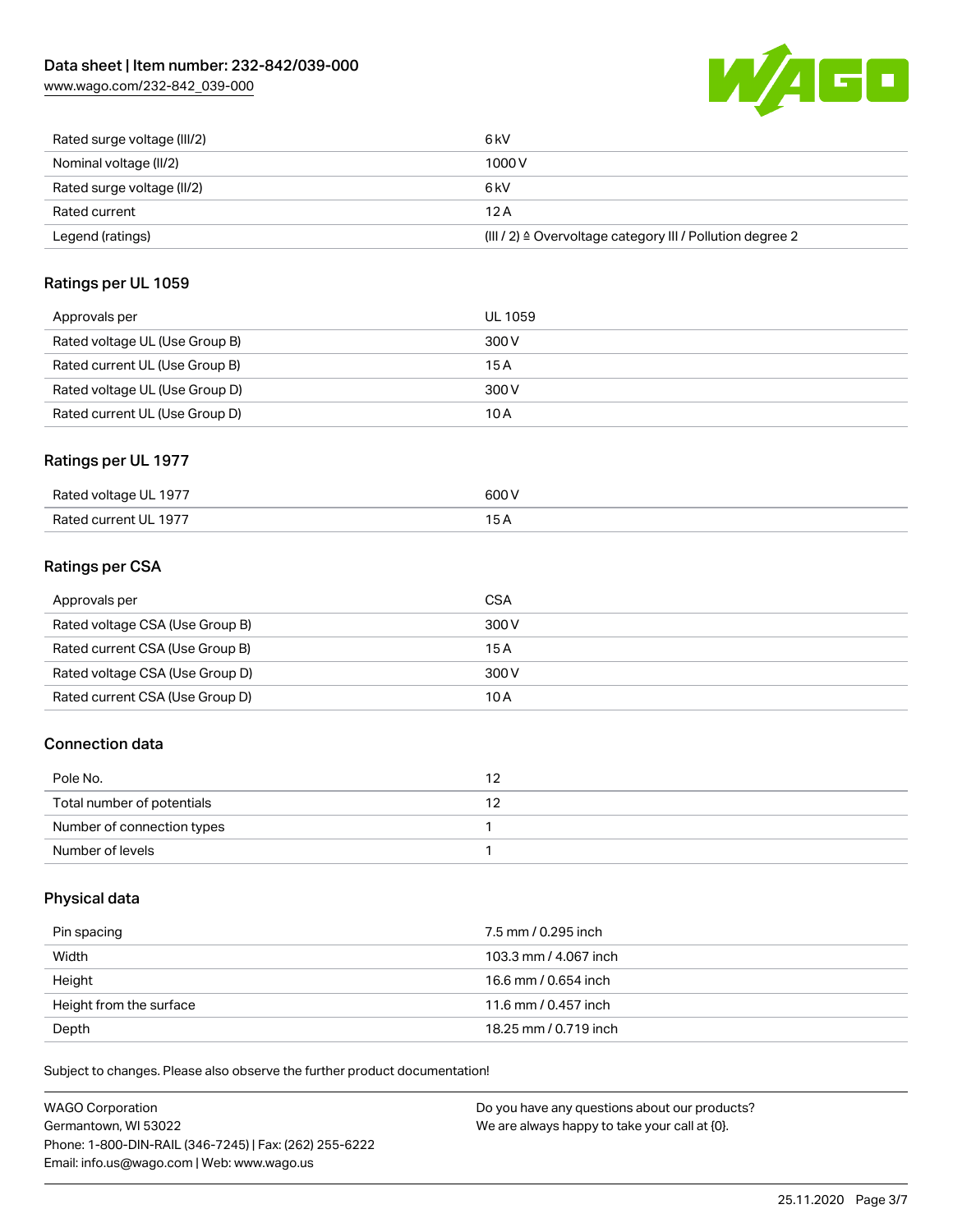| Rated surge voltage (III/2) | 6 kV |
| --- | --- |
| Nominal voltage (II/2) | 1000 V |
| Rated surge voltage (II/2) | 6 kV |
| Rated current | 12 A |
| Legend (ratings) | (III / 2) ≙ Overvoltage category III / Pollution degree 2 |

## Ratings per UL 1059

| Approvals per | UL 1059 |
| --- | --- |
| Rated voltage UL (Use Group B) | 300 V |
| Rated current UL (Use Group B) | 15 A |
| Rated voltage UL (Use Group D) | 300 V |
| Rated current UL (Use Group D) | 10 A |

## Ratings per UL 1977

| Rated voltage UL 1977 | 600 V |
| --- | --- |
| Rated current UL 1977 | 15 A |

## Ratings per CSA

| Approvals per | CSA |
| --- | --- |
| Rated voltage CSA (Use Group B) | 300 V |
| Rated current CSA (Use Group B) | 15 A |
| Rated voltage CSA (Use Group D) | 300 V |
| Rated current CSA (Use Group D) | 10 A |

## Connection data

| Pole No. | 12 |
| --- | --- |
| Total number of potentials | 12 |
| Number of connection types | 1 |
| Number of levels | 1 |

## Physical data

| Pin spacing | 7.5 mm / 0.295 inch |
| --- | --- |
| Width | 103.3 mm / 4.067 inch |
| Height | 16.6 mm / 0.654 inch |
| Height from the surface | 11.6 mm / 0.457 inch |
| Depth | 18.25 mm / 0.719 inch |

Subject to changes. Please also observe the further product documentation!

WAGO Corporation
Germantown, WI 53022
Phone: 1-800-DIN-RAIL (346-7245) | Fax: (262) 255-6222
Email: info.us@wago.com | Web: www.wago.us

Do you have any questions about our products?
We are always happy to take your call at {0}.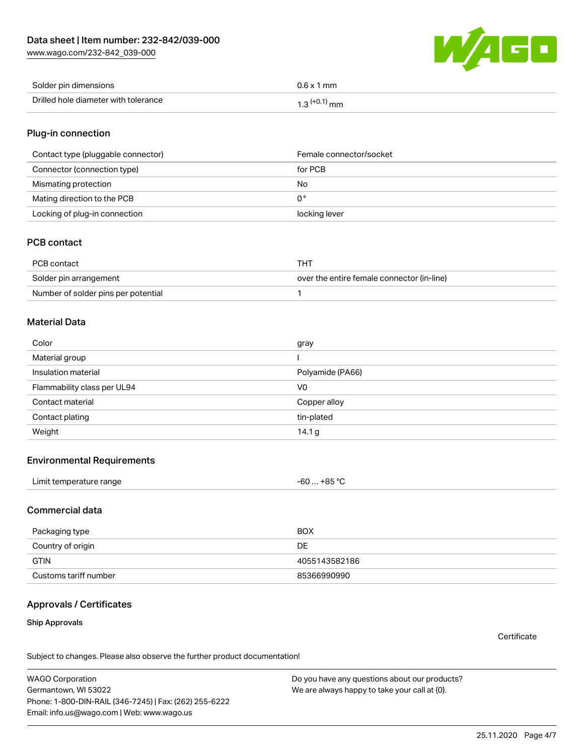| Solder pin dimensions | 0.6 x 1 mm |
| --- | --- |
| Drilled hole diameter with tolerance | 1.3 $^{(+0.1)}$ mm |

## Plug-in connection

| Contact type (pluggable connector) | Female connector/socket |
| --- | --- |
| Connector (connection type) | for PCB |
| Mismating protection | No |
| Mating direction to the PCB | 0 ° |
| Locking of plug-in connection | locking lever |

## PCB contact

| PCB contact | THT |
| --- | --- |
| Solder pin arrangement | over the entire female connector (in-line) |
| Number of solder pins per potential | 1 |

## Material Data

| Color | gray |
| --- | --- |
| Material group | I |
| Insulation material | Polyamide (PA66) |
| Flammability class per UL94 | V0 |
| Contact material | Copper alloy |
| Contact plating | tin-plated |
| Weight | 14.1 g |

## Environmental Requirements

| Limit temperature range | -60 … +85 °C |
| --- | --- |

## Commercial data

| Packaging type | BOX |
| --- | --- |
| Country of origin | DE |
| GTIN | 4055143582186 |
| Customs tariff number | 85366990990 |

## Approvals / Certificates

### Ship Approvals

Certificate

Subject to changes. Please also observe the further product documentation!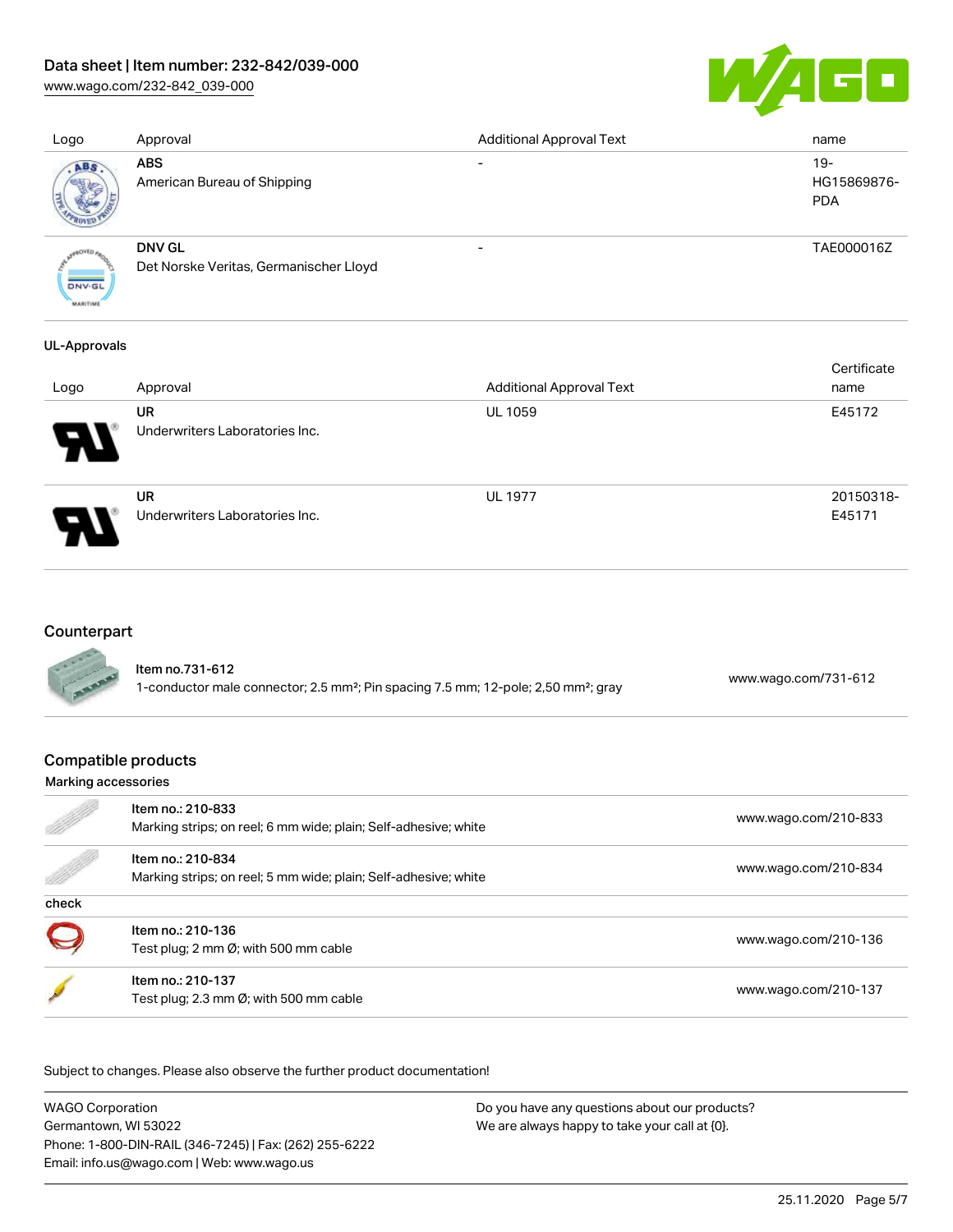| Logo | Approval | Additional Approval Text | name |
| --- | --- | --- | --- |
| | **ABS**<br>American Bureau of Shipping | - | 19-HG15869876-PDA |
| | **DNV GL**<br>Det Norske Veritas, Germanischer Lloyd | - | TAE000016Z |

**UL-Approvals**

| Logo | Approval | Additional Approval Text | Certificate name |
| --- | --- | --- | --- |
| | **UR**<br>Underwriters Laboratories Inc. | UL 1059 | E45172 |
| | **UR**<br>Underwriters Laboratories Inc. | UL 1977 | 20150318-E45171 |

## Counterpart

| | | |
| --- | --- | --- |
| | Item no.731-612<br>1-conductor male connector; 2.5 mm²; Pin spacing 7.5 mm; 12-pole; 2,50 mm²; gray | www.wago.com/731-612 |

## Compatible products

**Marking accessories**

| | | |
| --- | --- | --- |
| | Item no.: 210-833<br>Marking strips; on reel; 6 mm wide; plain; Self-adhesive; white | www.wago.com/210-833 |
| | Item no.: 210-834<br>Marking strips; on reel; 5 mm wide; plain; Self-adhesive; white | www.wago.com/210-834 |

**check**

| | | |
| --- | --- | --- |
| | Item no.: 210-136<br>Test plug; 2 mm Ø; with 500 mm cable | www.wago.com/210-136 |
| | Item no.: 210-137<br>Test plug; 2.3 mm Ø; with 500 mm cable | www.wago.com/210-137 |

Subject to changes. Please also observe the further product documentation!

WAGO Corporation
Germantown, WI 53022
Phone: 1-800-DIN-RAIL (346-7245) | Fax: (262) 255-6222
Email: info.us@wago.com | Web: www.wago.us

Do you have any questions about our products?
We are always happy to take your call at {0}.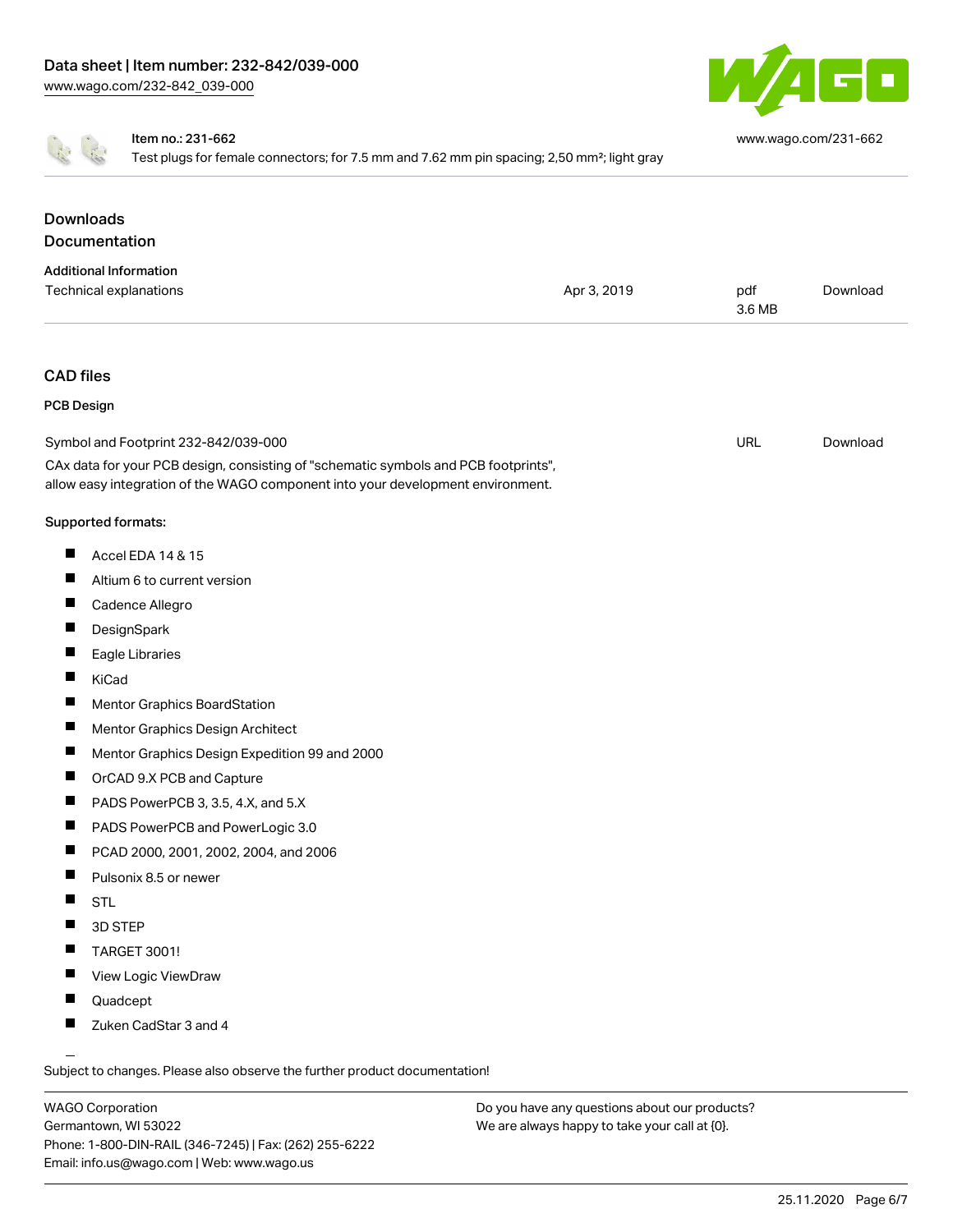Item no.: 231-662

Test plugs for female connectors; for 7.5 mm and 7.62 mm pin spacing; 2,50 mm²; light gray

www.wago.com/231-662

## Downloads

### Documentation

**Additional Information**

| Technical explanations | Apr 3, 2019 | pdf 3.6 MB | Download |
|---|---|---|---|

### CAD files

**PCB Design**

| Symbol and Footprint 232-842/039-000 | URL | Download |
|---|---|---|

CAx data for your PCB design, consisting of "schematic symbols and PCB footprints", allow easy integration of the WAGO component into your development environment.

**Supported formats:**

- Accel EDA 14 & 15
- Altium 6 to current version
- Cadence Allegro
- DesignSpark
- Eagle Libraries
- KiCad
- Mentor Graphics BoardStation
- Mentor Graphics Design Architect
- Mentor Graphics Design Expedition 99 and 2000
- OrCAD 9.X PCB and Capture
- PADS PowerPCB 3, 3.5, 4.X, and 5.X
- PADS PowerPCB and PowerLogic 3.0
- PCAD 2000, 2001, 2002, 2004, and 2006
- Pulsonix 8.5 or newer
- STL
- 3D STEP
- TARGET 3001!
- View Logic ViewDraw
- Quadcept
- Zuken CadStar 3 and 4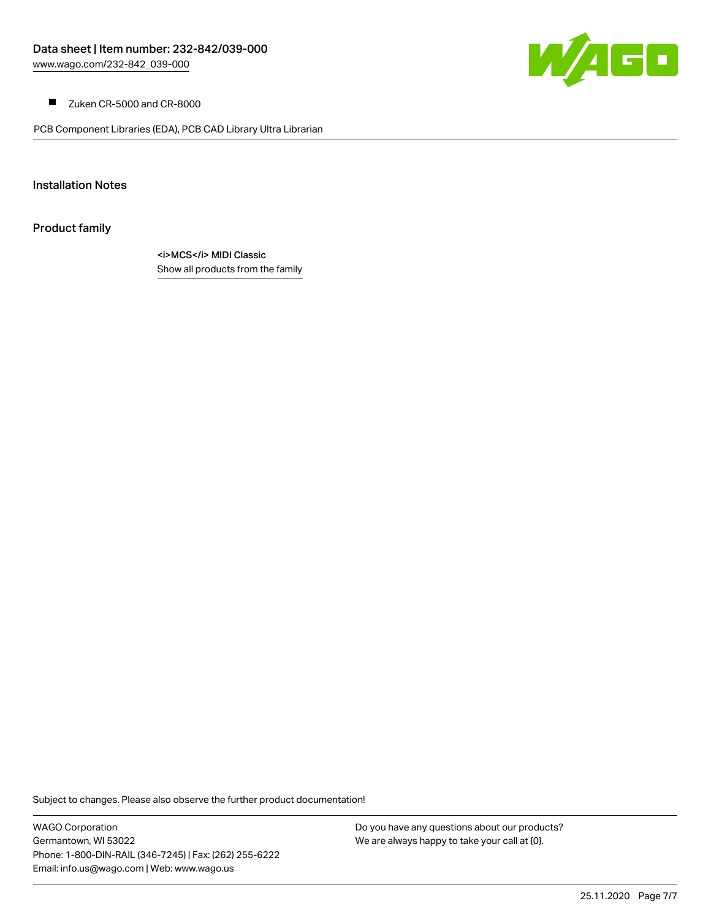- Zuken CR-5000 and CR-8000

PCB Component Libraries (EDA), PCB CAD Library Ultra Librarian

## Installation Notes

## Product family

<i>MCS</i> MIDI Classic
Show all products from the family

Subject to changes. Please also observe the further product documentation!

WAGO Corporation
Germantown, WI 53022
Phone: 1-800-DIN-RAIL (346-7245) | Fax: (262) 255-6222
Email: info.us@wago.com | Web: www.wago.us

Do you have any questions about our products?
We are always happy to take your call at {0}.